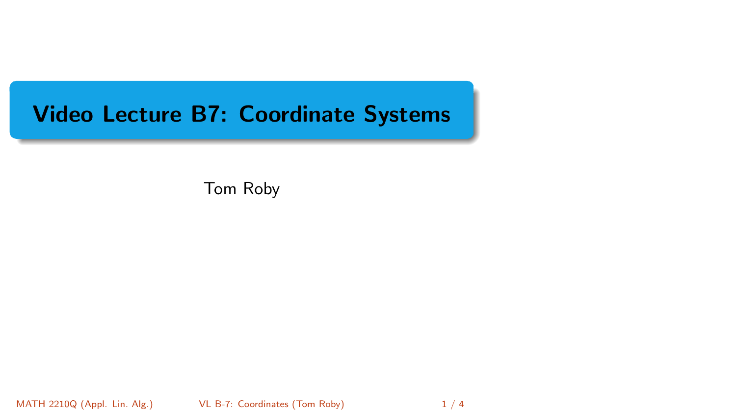# Video Lecture B7: Coordinate Systems

Tom Roby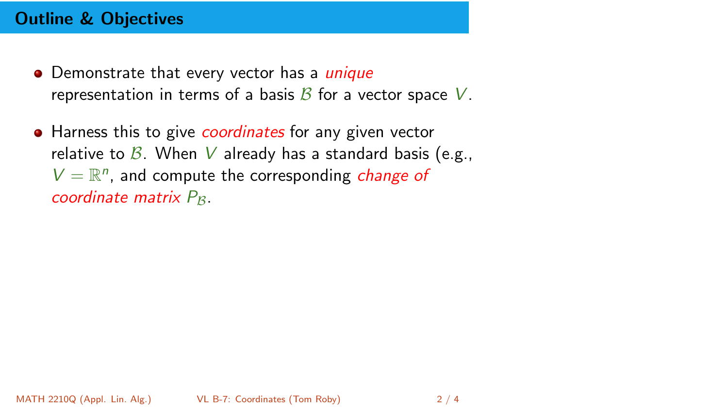## Outline & Objectives

- Demonstrate that every vector has a *unique* representation in terms of a basis $\mathcal{B}$ for a vector space $V$.

- Harness this to give *coordinates* for any given vector relative to $\mathcal{B}$. When $V$ already has a standard basis (e.g., $V = \mathbb{R}^n$, and compute the corresponding *change of coordinate matrix $P_{\mathcal{B}}$*.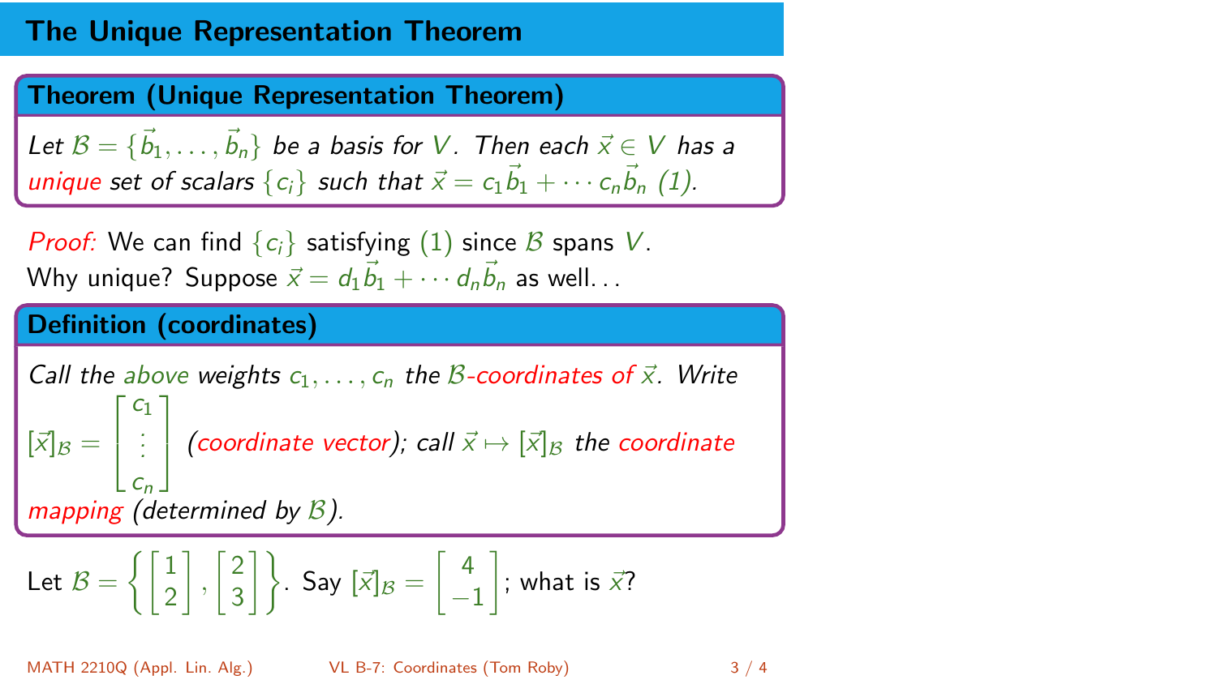# The Unique Representation Theorem

**Theorem (Unique Representation Theorem)**

*Let $\mathcal{B} = \{\vec{b}_1, \ldots, \vec{b}_n\}$ be a basis for $V$. Then each $\vec{x} \in V$ has a unique set of scalars $\{c_i\}$ such that $\vec{x} = c_1\vec{b}_1 + \cdots c_n\vec{b}_n$ (1).*

*Proof:* We can find $\{c_i\}$ satisfying (1) since $\mathcal{B}$ spans $V$.
Why unique? Suppose $\vec{x} = d_1\vec{b}_1 + \cdots d_n\vec{b}_n$ as well. . .

**Definition (coordinates)**

*Call the above weights $c_1, \ldots, c_n$ the $\mathcal{B}$-coordinates of $\vec{x}$. Write $[\vec{x}]_{\mathcal{B}} = \begin{bmatrix} c_1 \\ \vdots \\ c_n \end{bmatrix}$ (coordinate vector); call $\vec{x} \mapsto [\vec{x}]_{\mathcal{B}}$ the coordinate mapping (determined by $\mathcal{B}$).*

Let $\mathcal{B} = \left\{ \begin{bmatrix} 1 \\ 2 \end{bmatrix}, \begin{bmatrix} 2 \\ 3 \end{bmatrix} \right\}$. Say $[\vec{x}]_{\mathcal{B}} = \begin{bmatrix} 4 \\ -1 \end{bmatrix}$; what is $\vec{x}$?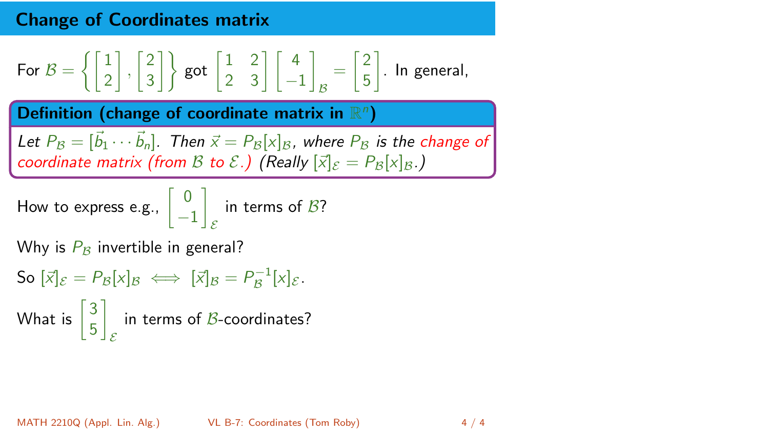# Change of Coordinates matrix

For $\mathcal{B} = \left\{ \begin{bmatrix} 1 \\ 2 \end{bmatrix}, \begin{bmatrix} 2 \\ 3 \end{bmatrix} \right\}$ got $\begin{bmatrix} 1 & 2 \\ 2 & 3 \end{bmatrix} \begin{bmatrix} 4 \\ -1 \end{bmatrix}_{\mathcal{B}} = \begin{bmatrix} 2 \\ 5 \end{bmatrix}$. In general,

**Definition (change of coordinate matrix in $\mathbb{R}^n$)**

*Let $P_{\mathcal{B}} = [\vec{b}_1 \cdots \vec{b}_n]$. Then $\vec{x} = P_{\mathcal{B}}[x]_{\mathcal{B}}$, where $P_{\mathcal{B}}$ is the change of coordinate matrix (from $\mathcal{B}$ to $\mathcal{E}$.) (Really $[\vec{x}]_{\mathcal{E}} = P_{\mathcal{B}}[x]_{\mathcal{B}}$.)*

How to express e.g., $\begin{bmatrix} 0 \\ -1 \end{bmatrix}_{\mathcal{E}}$ in terms of $\mathcal{B}$?

Why is $P_{\mathcal{B}}$ invertible in general?

So $[\vec{x}]_{\mathcal{E}} = P_{\mathcal{B}}[x]_{\mathcal{B}} \iff [\vec{x}]_{\mathcal{B}} = P_{\mathcal{B}}^{-1}[x]_{\mathcal{E}}$.

What is $\begin{bmatrix} 3 \\ 5 \end{bmatrix}_{\mathcal{E}}$ in terms of $\mathcal{B}$-coordinates?